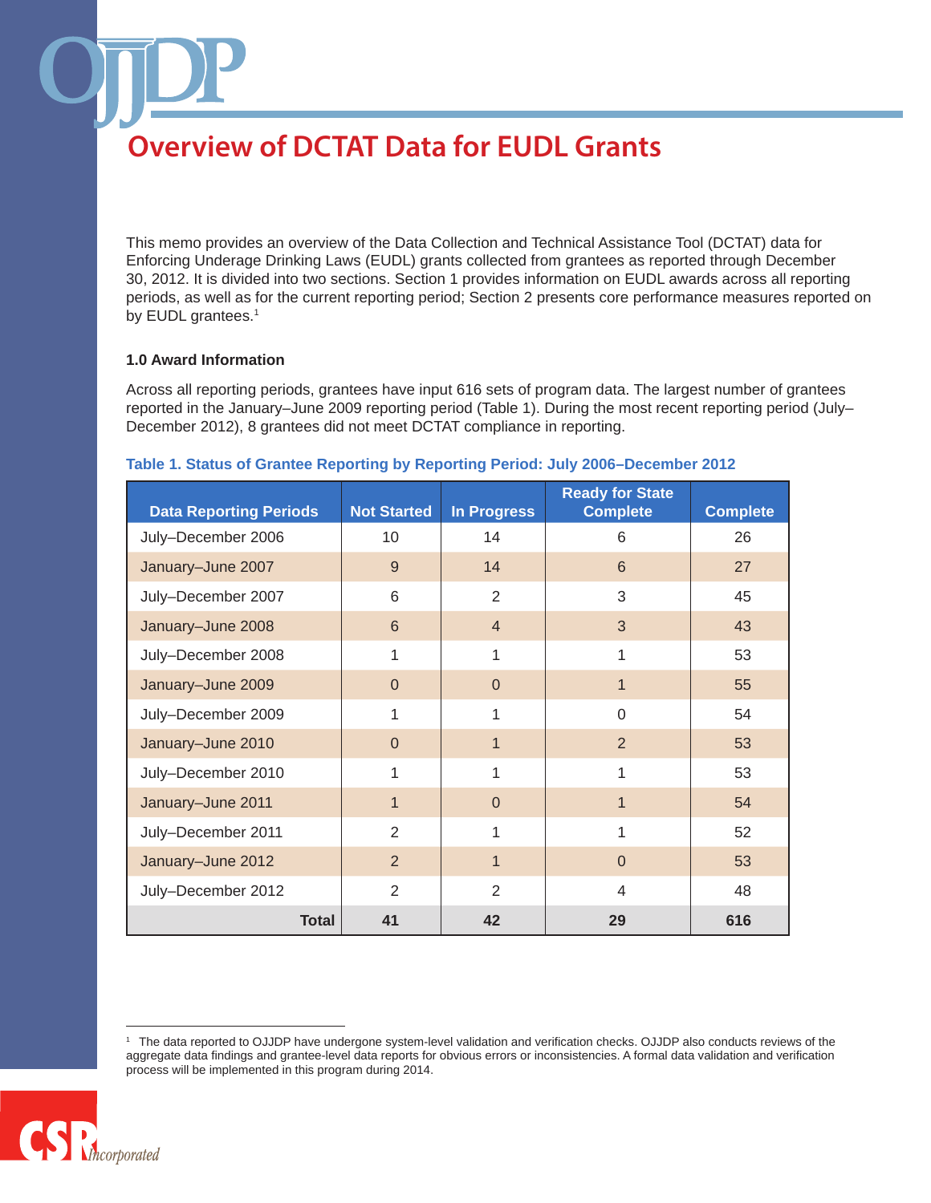# Overview of DCTAT Data for EUDL Grants

This memo provides an overview of the Data Collection and Technical Assistance Tool (DCTAT) data for Enforcing Underage Drinking Laws (EUDL) grants collected from grantees as reported through December 30, 2012. It is divided into two sections. Section 1 provides information on EUDL awards across all reporting periods, as well as for the current reporting period; Section 2 presents core performance measures reported on by EUDL grantees.[1]

### 1.0 Award Information

Across all reporting periods, grantees have input 616 sets of program data. The largest number of grantees reported in the January–June 2009 reporting period (Table 1). During the most recent reporting period (July–December 2012), 8 grantees did not meet DCTAT compliance in reporting.

**Table 1. Status of Grantee Reporting by Reporting Period: July 2006–December 2012**

| Data Reporting Periods | Not Started | In Progress | Ready for State Complete | Complete |
|---|---|---|---|---|
| July–December 2006 | 10 | 14 | 6 | 26 |
| January–June 2007 | 9 | 14 | 6 | 27 |
| July–December 2007 | 6 | 2 | 3 | 45 |
| January–June 2008 | 6 | 4 | 3 | 43 |
| July–December 2008 | 1 | 1 | 1 | 53 |
| January–June 2009 | 0 | 0 | 1 | 55 |
| July–December 2009 | 1 | 1 | 0 | 54 |
| January–June 2010 | 0 | 1 | 2 | 53 |
| July–December 2010 | 1 | 1 | 1 | 53 |
| January–June 2011 | 1 | 0 | 1 | 54 |
| July–December 2011 | 2 | 1 | 1 | 52 |
| January–June 2012 | 2 | 1 | 0 | 53 |
| July–December 2012 | 2 | 2 | 4 | 48 |
| **Total** | **41** | **42** | **29** | **616** |

[1] The data reported to OJJDP have undergone system-level validation and verification checks. OJJDP also conducts reviews of the aggregate data findings and grantee-level data reports for obvious errors or inconsistencies. A formal data validation and verification process will be implemented in this program during 2014.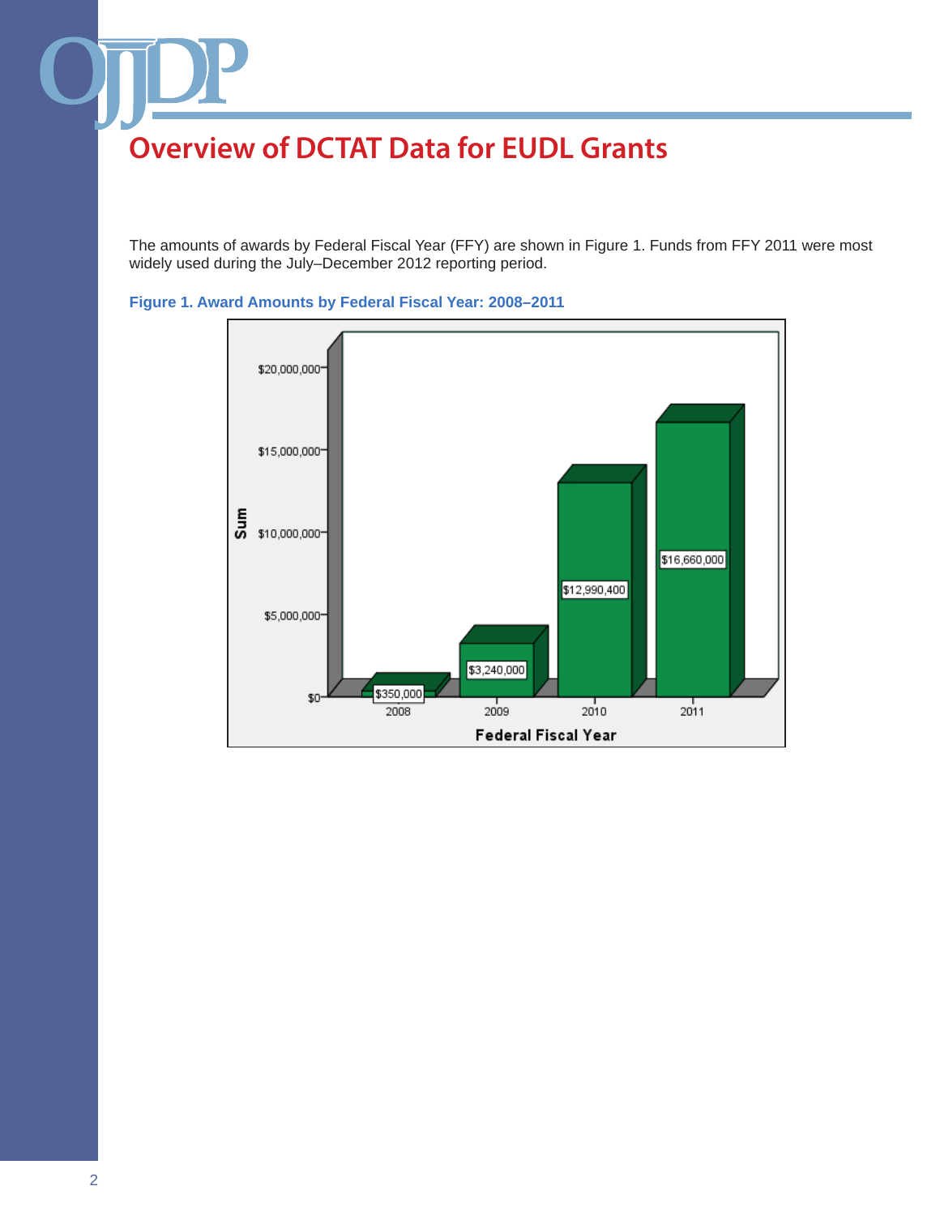# Overview of DCTAT Data for EUDL Grants

The amounts of awards by Federal Fiscal Year (FFY) are shown in Figure 1. Funds from FFY 2011 were most widely used during the July–December 2012 reporting period.

**Figure 1. Award Amounts by Federal Fiscal Year: 2008–2011**

Sum

$20,000,000
$15,000,000
$10,000,000
$5,000,000
$0

$350,000
$3,240,000
$12,990,400
$16,660,000

2008
2009
2010
2011

Federal Fiscal Year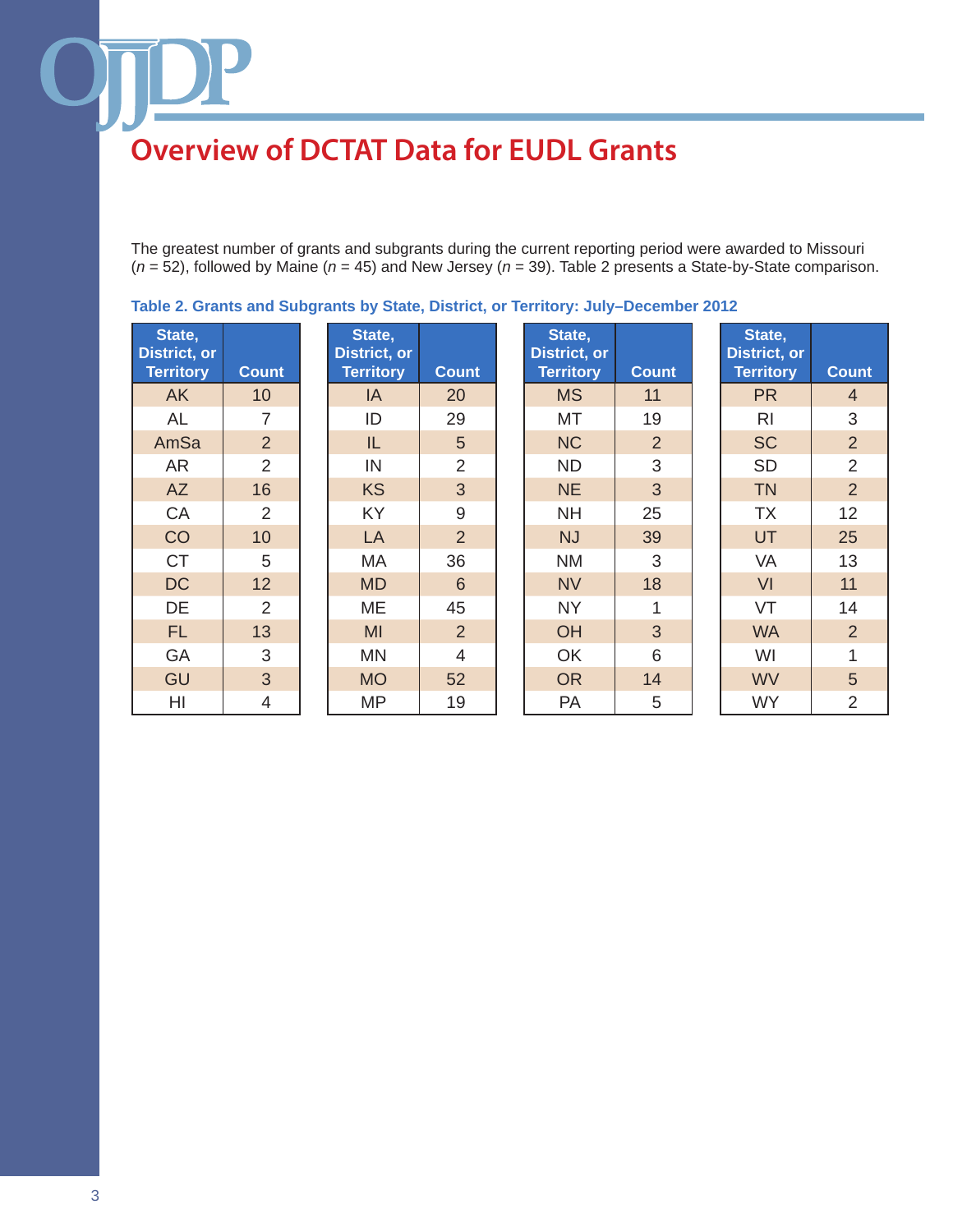# Overview of DCTAT Data for EUDL Grants

The greatest number of grants and subgrants during the current reporting period were awarded to Missouri (*n* = 52), followed by Maine (*n* = 45) and New Jersey (*n* = 39). Table 2 presents a State-by-State comparison.

**Table 2. Grants and Subgrants by State, District, or Territory: July–December 2012**

| State, District, or Territory | Count | State, District, or Territory | Count | State, District, or Territory | Count | State, District, or Territory | Count |
|---|---|---|---|---|---|---|---|
| AK | 10 | IA | 20 | MS | 11 | PR | 4 |
| AL | 7 | ID | 29 | MT | 19 | RI | 3 |
| AmSa | 2 | IL | 5 | NC | 2 | SC | 2 |
| AR | 2 | IN | 2 | ND | 3 | SD | 2 |
| AZ | 16 | KS | 3 | NE | 3 | TN | 2 |
| CA | 2 | KY | 9 | NH | 25 | TX | 12 |
| CO | 10 | LA | 2 | NJ | 39 | UT | 25 |
| CT | 5 | MA | 36 | NM | 3 | VA | 13 |
| DC | 12 | MD | 6 | NV | 18 | VI | 11 |
| DE | 2 | ME | 45 | NY | 1 | VT | 14 |
| FL | 13 | MI | 2 | OH | 3 | WA | 2 |
| GA | 3 | MN | 4 | OK | 6 | WI | 1 |
| GU | 3 | MO | 52 | OR | 14 | WV | 5 |
| HI | 4 | MP | 19 | PA | 5 | WY | 2 |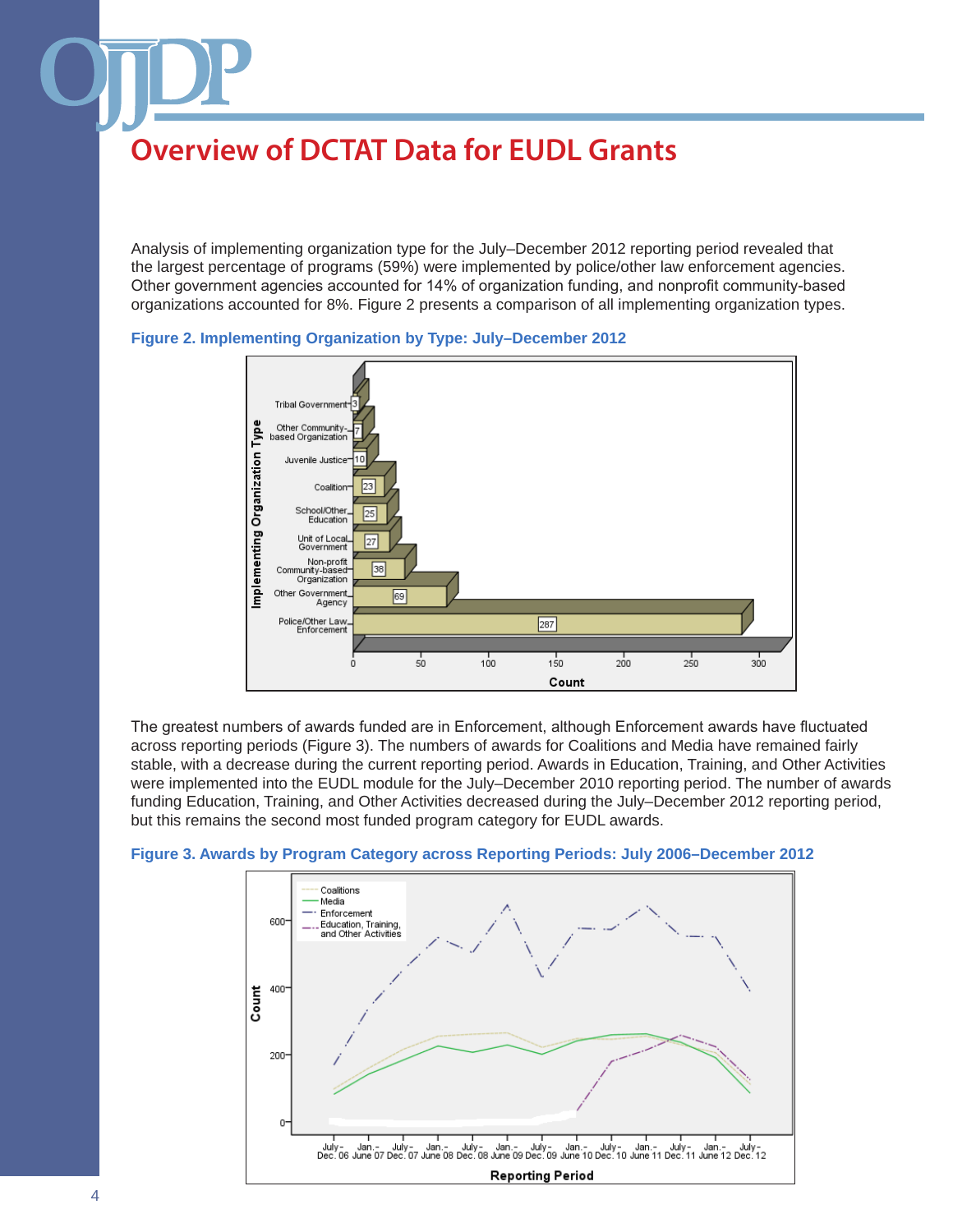# Overview of DCTAT Data for EUDL Grants

Analysis of implementing organization type for the July–December 2012 reporting period revealed that the largest percentage of programs (59%) were implemented by police/other law enforcement agencies. Other government agencies accounted for 14% of organization funding, and nonprofit community-based organizations accounted for 8%. Figure 2 presents a comparison of all implementing organization types.

**Figure 2. Implementing Organization by Type: July–December 2012**

Implementing Organization Type

Tribal Government 3
Other Community-based Organization 7
Juvenile Justice 10
Coalition 23
School/Other Education 25
Unit of Local Government 27
Non-profit Community-based Organization 38
Other Government Agency 69
Police/Other Law Enforcement 287

0 50 100 150 200 250 300

Count

The greatest numbers of awards funded are in Enforcement, although Enforcement awards have fluctuated across reporting periods (Figure 3). The numbers of awards for Coalitions and Media have remained fairly stable, with a decrease during the current reporting period. Awards in Education, Training, and Other Activities were implemented into the EUDL module for the July–December 2010 reporting period. The number of awards funding Education, Training, and Other Activities decreased during the July–December 2012 reporting period, but this remains the second most funded program category for EUDL awards.

**Figure 3. Awards by Program Category across Reporting Periods: July 2006–December 2012**

Coalitions
Media
Enforcement
Education, Training, and Other Activities

Count

0 200 400 600

July-Dec. 06 Jan.-June 07 July-Dec. 07 Jan.-June 08 July-Dec. 08 Jan.-June 09 July-Dec. 09 Jan.-June 10 July-Dec. 10 Jan.-June 11 July-Dec. 11 Jan.-June 12 July-Dec. 12

Reporting Period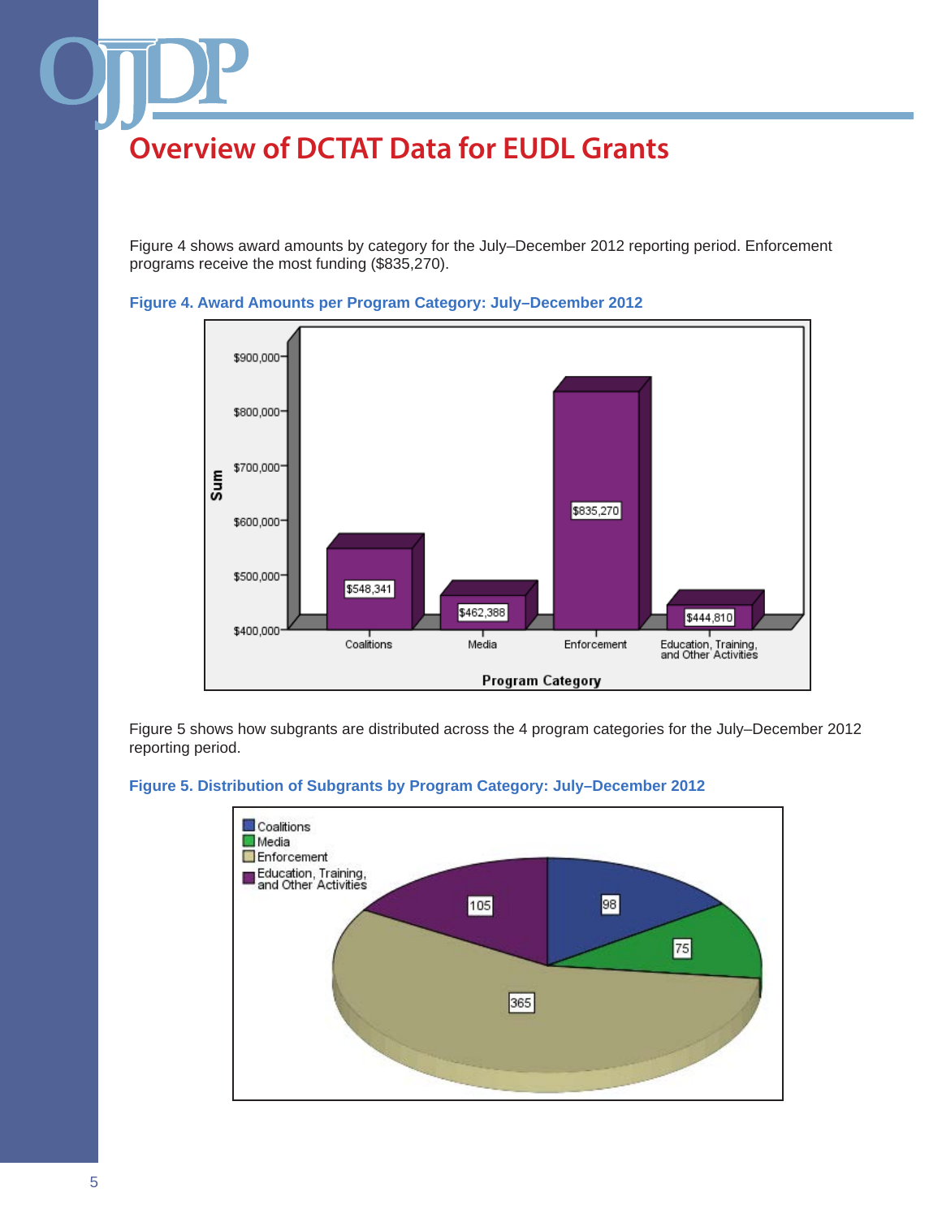# Overview of DCTAT Data for EUDL Grants

Figure 4 shows award amounts by category for the July–December 2012 reporting period. Enforcement programs receive the most funding ($835,270).

**Figure 4. Award Amounts per Program Category: July–December 2012**

| Program Category | Sum |
|---|---|
| Coalitions | $548,341 |
| Media | $462,388 |
| Enforcement | $835,270 |
| Education, Training, and Other Activities | $444,810 |

Figure 5 shows how subgrants are distributed across the 4 program categories for the July–December 2012 reporting period.

**Figure 5. Distribution of Subgrants by Program Category: July–December 2012**

| Program Category | Subgrants |
|---|---|
| Coalitions | 98 |
| Media | 75 |
| Enforcement | 365 |
| Education, Training, and Other Activities | 105 |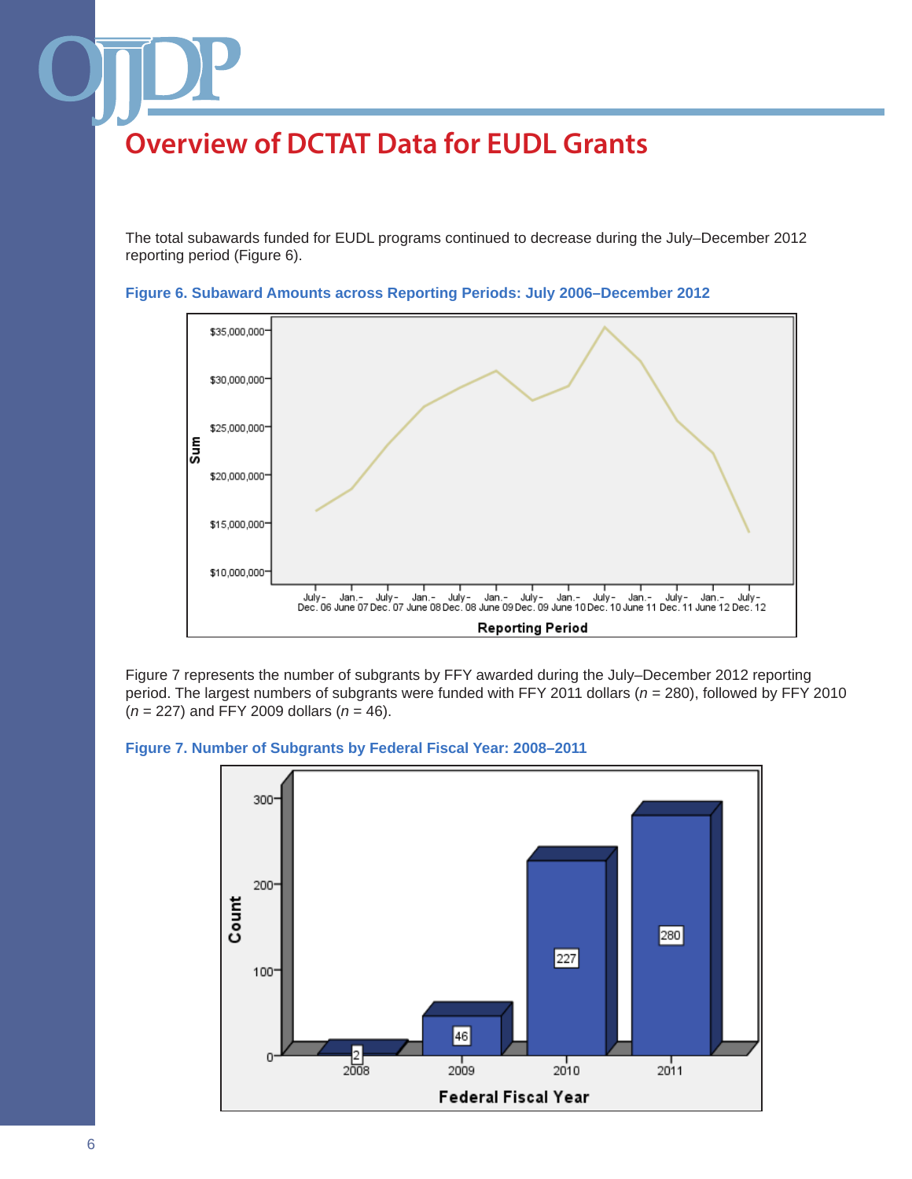# Overview of DCTAT Data for EUDL Grants

The total subawards funded for EUDL programs continued to decrease during the July–December 2012 reporting period (Figure 6).

**Figure 6. Subaward Amounts across Reporting Periods: July 2006–December 2012**

Sum

$35,000,000
$30,000,000
$25,000,000
$20,000,000
$15,000,000
$10,000,000

July–Dec. 06
Jan.–June 07
July–Dec. 07
Jan.–June 08
July–Dec. 08
Jan.–June 09
July–Dec. 09
Jan.–June 10
July–Dec. 10
Jan.–June 11
July–Dec. 11
Jan.–June 12
July–Dec. 12

Reporting Period

Figure 7 represents the number of subgrants by FFY awarded during the July–December 2012 reporting period. The largest numbers of subgrants were funded with FFY 2011 dollars (*n* = 280), followed by FFY 2010 (*n* = 227) and FFY 2009 dollars (*n* = 46).

**Figure 7. Number of Subgrants by Federal Fiscal Year: 2008–2011**

Count

300
200
100
0

2
46
227
280

2008
2009
2010
2011

Federal Fiscal Year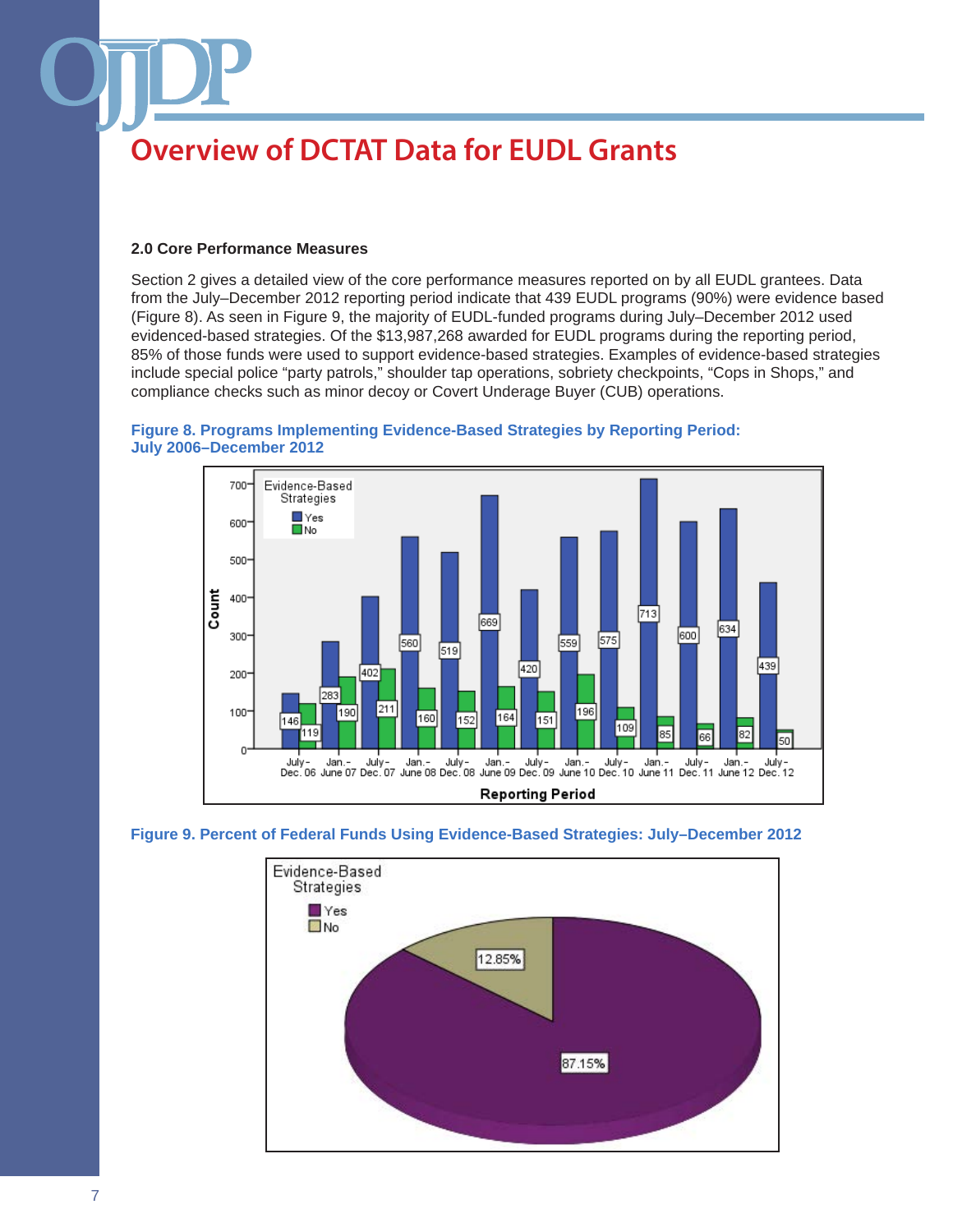# Overview of DCTAT Data for EUDL Grants

### 2.0 Core Performance Measures

Section 2 gives a detailed view of the core performance measures reported on by all EUDL grantees. Data from the July–December 2012 reporting period indicate that 439 EUDL programs (90%) were evidence based (Figure 8). As seen in Figure 9, the majority of EUDL-funded programs during July–December 2012 used evidenced-based strategies. Of the $13,987,268 awarded for EUDL programs during the reporting period, 85% of those funds were used to support evidence-based strategies. Examples of evidence-based strategies include special police "party patrols," shoulder tap operations, sobriety checkpoints, "Cops in Shops," and compliance checks such as minor decoy or Covert Underage Buyer (CUB) operations.

**Figure 8. Programs Implementing Evidence-Based Strategies by Reporting Period: July 2006–December 2012**

Evidence-Based Strategies
Yes
No

Count
0
100
200
300
400
500
600
700

146 119
283 190
402 211
560 160
519 152
669 164
420 151
559 196
575 109
713 85
600 66
634 82
439 50

July - Dec. 06
Jan. - June 07
July - Dec. 07
Jan. - June 08
July - Dec. 08
Jan. - June 09
July - Dec. 09
Jan. - June 10
July - Dec. 10
Jan. - June 11
July - Dec. 11
Jan. - June 12
July - Dec. 12

Reporting Period

**Figure 9. Percent of Federal Funds Using Evidence-Based Strategies: July–December 2012**

Evidence-Based Strategies
Yes
No

12.85%
87.15%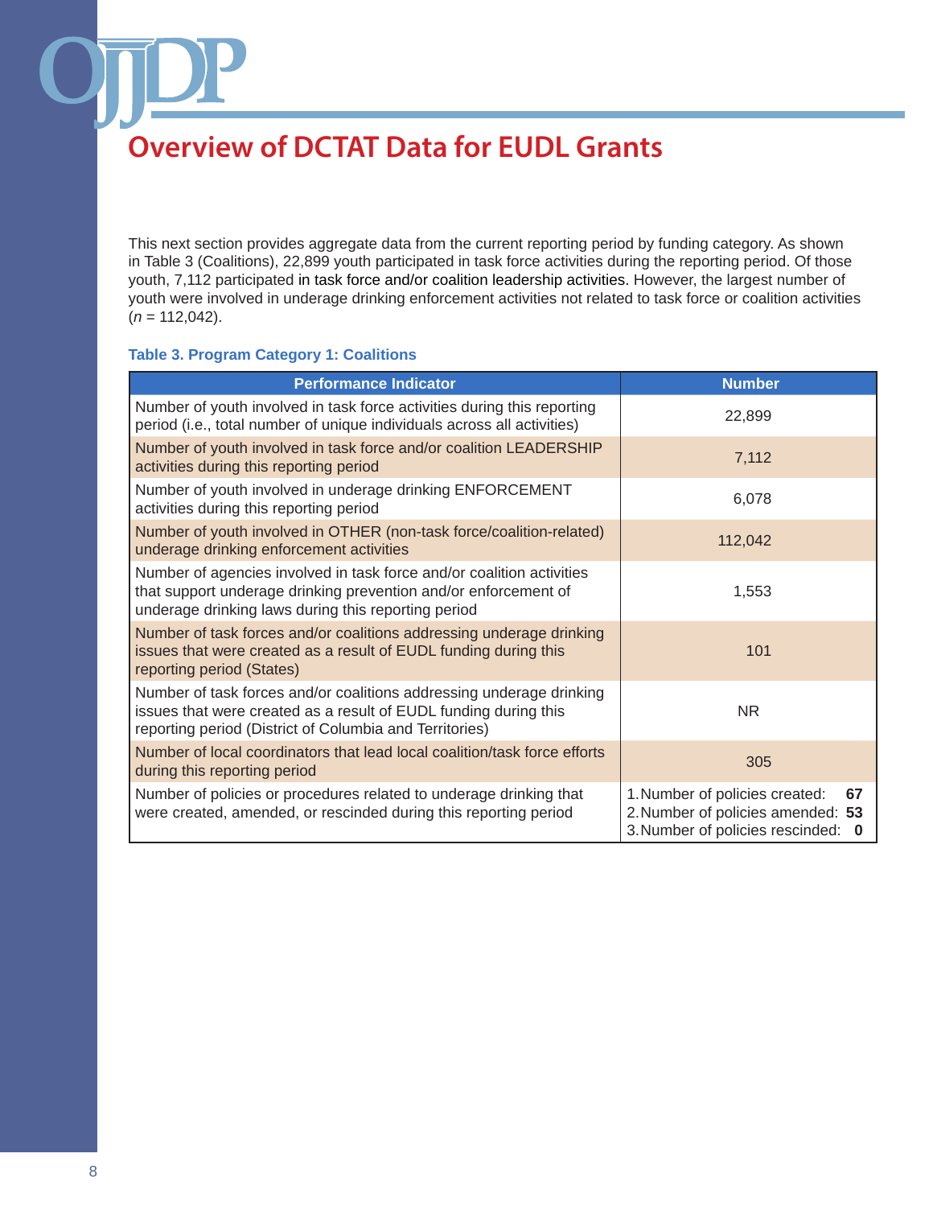# Overview of DCTAT Data for EUDL Grants

This next section provides aggregate data from the current reporting period by funding category. As shown in Table 3 (Coalitions), 22,899 youth participated in task force activities during the reporting period. Of those youth, 7,112 participated in task force and/or coalition leadership activities. However, the largest number of youth were involved in underage drinking enforcement activities not related to task force or coalition activities ($n$ = 112,042).

**Table 3. Program Category 1: Coalitions**

| Performance Indicator | Number |
|---|---|
| Number of youth involved in task force activities during this reporting period (i.e., total number of unique individuals across all activities) | 22,899 |
| Number of youth involved in task force and/or coalition LEADERSHIP activities during this reporting period | 7,112 |
| Number of youth involved in underage drinking ENFORCEMENT activities during this reporting period | 6,078 |
| Number of youth involved in OTHER (non-task force/coalition-related) underage drinking enforcement activities | 112,042 |
| Number of agencies involved in task force and/or coalition activities that support underage drinking prevention and/or enforcement of underage drinking laws during this reporting period | 1,553 |
| Number of task forces and/or coalitions addressing underage drinking issues that were created as a result of EUDL funding during this reporting period (States) | 101 |
| Number of task forces and/or coalitions addressing underage drinking issues that were created as a result of EUDL funding during this reporting period (District of Columbia and Territories) | NR |
| Number of local coordinators that lead local coalition/task force efforts during this reporting period | 305 |
| Number of policies or procedures related to underage drinking that were created, amended, or rescinded during this reporting period | 1. Number of policies created: **67**<br>2. Number of policies amended: **53**<br>3. Number of policies rescinded: **0** |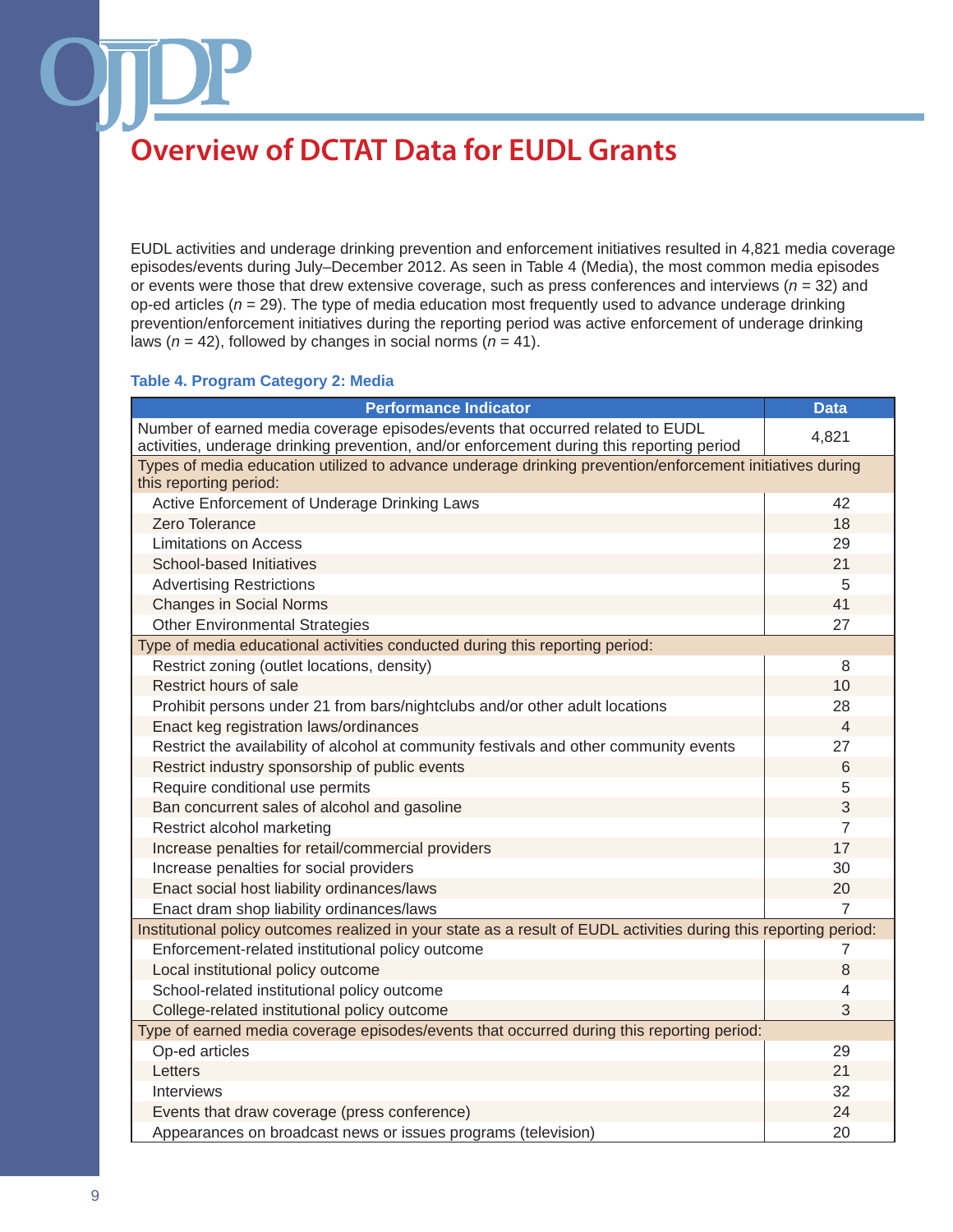# Overview of DCTAT Data for EUDL Grants

EUDL activities and underage drinking prevention and enforcement initiatives resulted in 4,821 media coverage episodes/events during July–December 2012. As seen in Table 4 (Media), the most common media episodes or events were those that drew extensive coverage, such as press conferences and interviews (*n* = 32) and op-ed articles (*n* = 29). The type of media education most frequently used to advance underage drinking prevention/enforcement initiatives during the reporting period was active enforcement of underage drinking laws (*n* = 42), followed by changes in social norms (*n* = 41).

**Table 4. Program Category 2: Media**

| Performance Indicator | Data |
|---|---|
| Number of earned media coverage episodes/events that occurred related to EUDL activities, underage drinking prevention, and/or enforcement during this reporting period | 4,821 |
| Types of media education utilized to advance underage drinking prevention/enforcement initiatives during this reporting period: | |
| Active Enforcement of Underage Drinking Laws | 42 |
| Zero Tolerance | 18 |
| Limitations on Access | 29 |
| School-based Initiatives | 21 |
| Advertising Restrictions | 5 |
| Changes in Social Norms | 41 |
| Other Environmental Strategies | 27 |
| Type of media educational activities conducted during this reporting period: | |
| Restrict zoning (outlet locations, density) | 8 |
| Restrict hours of sale | 10 |
| Prohibit persons under 21 from bars/nightclubs and/or other adult locations | 28 |
| Enact keg registration laws/ordinances | 4 |
| Restrict the availability of alcohol at community festivals and other community events | 27 |
| Restrict industry sponsorship of public events | 6 |
| Require conditional use permits | 5 |
| Ban concurrent sales of alcohol and gasoline | 3 |
| Restrict alcohol marketing | 7 |
| Increase penalties for retail/commercial providers | 17 |
| Increase penalties for social providers | 30 |
| Enact social host liability ordinances/laws | 20 |
| Enact dram shop liability ordinances/laws | 7 |
| Institutional policy outcomes realized in your state as a result of EUDL activities during this reporting period: | |
| Enforcement-related institutional policy outcome | 7 |
| Local institutional policy outcome | 8 |
| School-related institutional policy outcome | 4 |
| College-related institutional policy outcome | 3 |
| Type of earned media coverage episodes/events that occurred during this reporting period: | |
| Op-ed articles | 29 |
| Letters | 21 |
| Interviews | 32 |
| Events that draw coverage (press conference) | 24 |
| Appearances on broadcast news or issues programs (television) | 20 |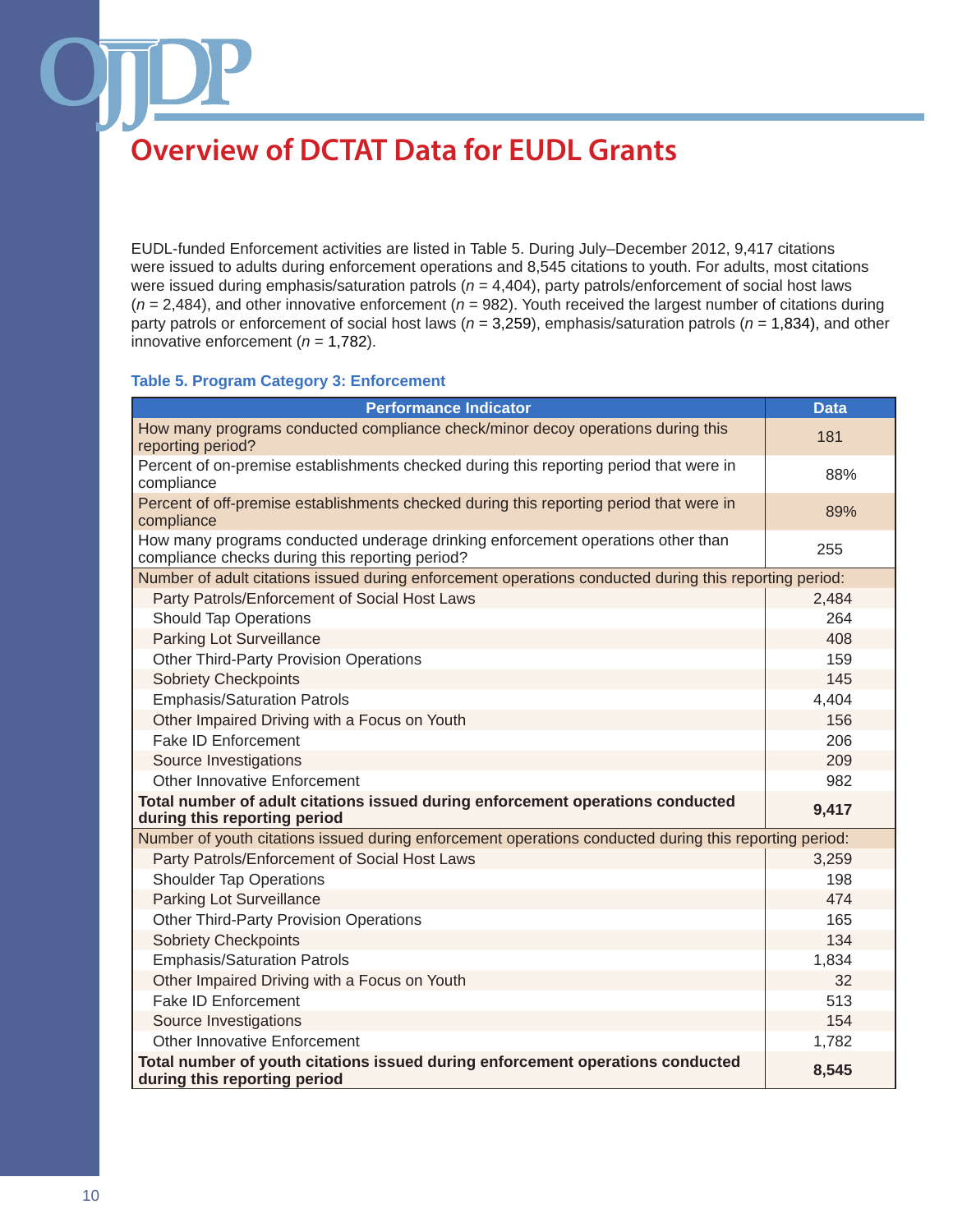# Overview of DCTAT Data for EUDL Grants

EUDL-funded Enforcement activities are listed in Table 5. During July–December 2012, 9,417 citations were issued to adults during enforcement operations and 8,545 citations to youth. For adults, most citations were issued during emphasis/saturation patrols (*n* = 4,404), party patrols/enforcement of social host laws (*n* = 2,484), and other innovative enforcement (*n* = 982). Youth received the largest number of citations during party patrols or enforcement of social host laws (*n* = 3,259), emphasis/saturation patrols (*n* = 1,834), and other innovative enforcement (*n* = 1,782).

**Table 5. Program Category 3: Enforcement**

| Performance Indicator | Data |
|---|---|
| How many programs conducted compliance check/minor decoy operations during this reporting period? | 181 |
| Percent of on-premise establishments checked during this reporting period that were in compliance | 88% |
| Percent of off-premise establishments checked during this reporting period that were in compliance | 89% |
| How many programs conducted underage drinking enforcement operations other than compliance checks during this reporting period? | 255 |
| Number of adult citations issued during enforcement operations conducted during this reporting period: | |
| Party Patrols/Enforcement of Social Host Laws | 2,484 |
| Should Tap Operations | 264 |
| Parking Lot Surveillance | 408 |
| Other Third-Party Provision Operations | 159 |
| Sobriety Checkpoints | 145 |
| Emphasis/Saturation Patrols | 4,404 |
| Other Impaired Driving with a Focus on Youth | 156 |
| Fake ID Enforcement | 206 |
| Source Investigations | 209 |
| Other Innovative Enforcement | 982 |
| **Total number of adult citations issued during enforcement operations conducted during this reporting period** | **9,417** |
| Number of youth citations issued during enforcement operations conducted during this reporting period: | |
| Party Patrols/Enforcement of Social Host Laws | 3,259 |
| Shoulder Tap Operations | 198 |
| Parking Lot Surveillance | 474 |
| Other Third-Party Provision Operations | 165 |
| Sobriety Checkpoints | 134 |
| Emphasis/Saturation Patrols | 1,834 |
| Other Impaired Driving with a Focus on Youth | 32 |
| Fake ID Enforcement | 513 |
| Source Investigations | 154 |
| Other Innovative Enforcement | 1,782 |
| **Total number of youth citations issued during enforcement operations conducted during this reporting period** | **8,545** |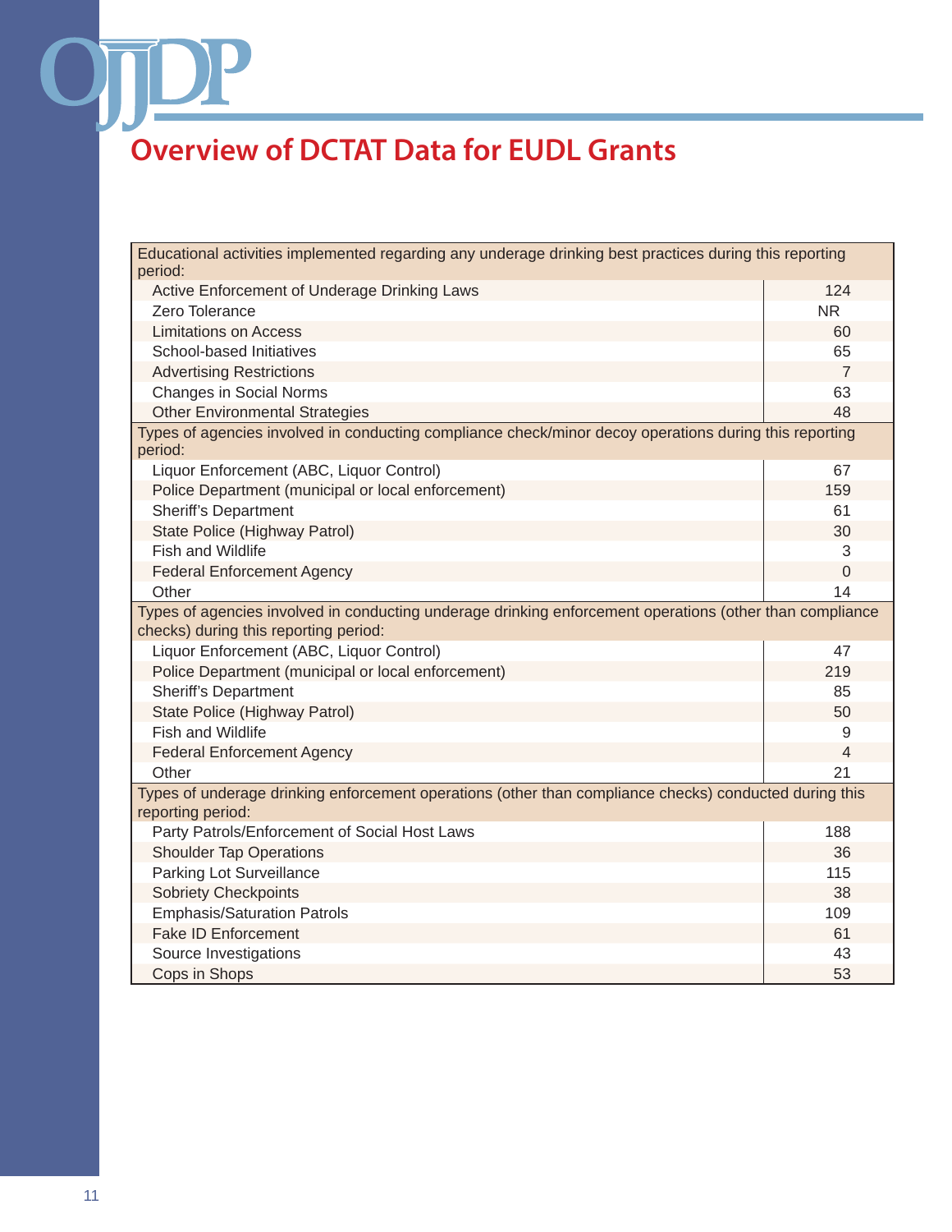# Overview of DCTAT Data for EUDL Grants

| | |
|---|---|
| Educational activities implemented regarding any underage drinking best practices during this reporting period: | |
| Active Enforcement of Underage Drinking Laws | 124 |
| Zero Tolerance | NR |
| Limitations on Access | 60 |
| School-based Initiatives | 65 |
| Advertising Restrictions | 7 |
| Changes in Social Norms | 63 |
| Other Environmental Strategies | 48 |
| Types of agencies involved in conducting compliance check/minor decoy operations during this reporting period: | |
| Liquor Enforcement (ABC, Liquor Control) | 67 |
| Police Department (municipal or local enforcement) | 159 |
| Sheriff's Department | 61 |
| State Police (Highway Patrol) | 30 |
| Fish and Wildlife | 3 |
| Federal Enforcement Agency | 0 |
| Other | 14 |
| Types of agencies involved in conducting underage drinking enforcement operations (other than compliance checks) during this reporting period: | |
| Liquor Enforcement (ABC, Liquor Control) | 47 |
| Police Department (municipal or local enforcement) | 219 |
| Sheriff's Department | 85 |
| State Police (Highway Patrol) | 50 |
| Fish and Wildlife | 9 |
| Federal Enforcement Agency | 4 |
| Other | 21 |
| Types of underage drinking enforcement operations (other than compliance checks) conducted during this reporting period: | |
| Party Patrols/Enforcement of Social Host Laws | 188 |
| Shoulder Tap Operations | 36 |
| Parking Lot Surveillance | 115 |
| Sobriety Checkpoints | 38 |
| Emphasis/Saturation Patrols | 109 |
| Fake ID Enforcement | 61 |
| Source Investigations | 43 |
| Cops in Shops | 53 |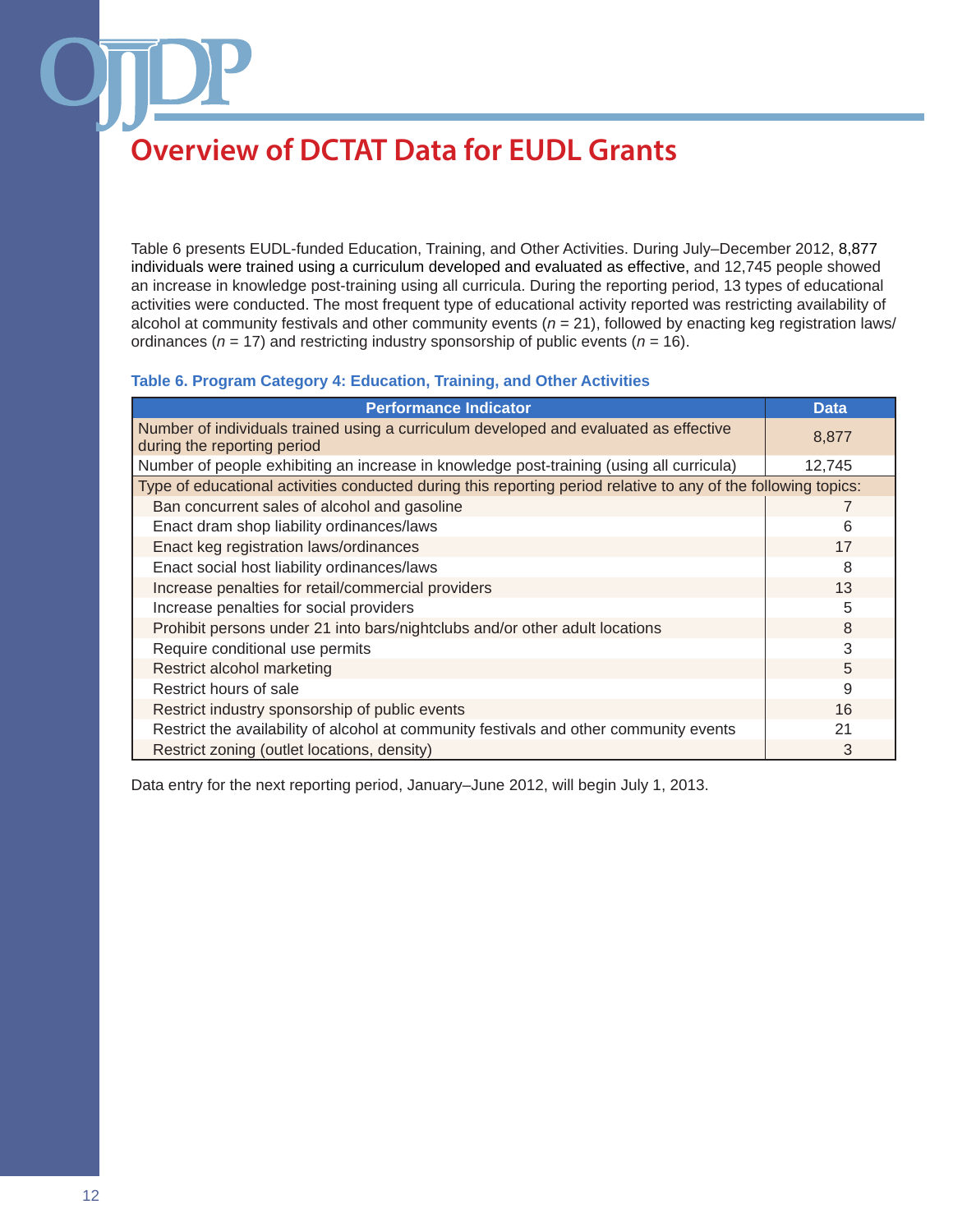# Overview of DCTAT Data for EUDL Grants

Table 6 presents EUDL-funded Education, Training, and Other Activities. During July–December 2012, 8,877 individuals were trained using a curriculum developed and evaluated as effective, and 12,745 people showed an increase in knowledge post-training using all curricula. During the reporting period, 13 types of educational activities were conducted. The most frequent type of educational activity reported was restricting availability of alcohol at community festivals and other community events ($n$ = 21), followed by enacting keg registration laws/ordinances ($n$ = 17) and restricting industry sponsorship of public events ($n$ = 16).

**Table 6. Program Category 4: Education, Training, and Other Activities**

| Performance Indicator | Data |
|---|---|
| Number of individuals trained using a curriculum developed and evaluated as effective during the reporting period | 8,877 |
| Number of people exhibiting an increase in knowledge post-training (using all curricula) | 12,745 |
| Type of educational activities conducted during this reporting period relative to any of the following topics: | |
| Ban concurrent sales of alcohol and gasoline | 7 |
| Enact dram shop liability ordinances/laws | 6 |
| Enact keg registration laws/ordinances | 17 |
| Enact social host liability ordinances/laws | 8 |
| Increase penalties for retail/commercial providers | 13 |
| Increase penalties for social providers | 5 |
| Prohibit persons under 21 into bars/nightclubs and/or other adult locations | 8 |
| Require conditional use permits | 3 |
| Restrict alcohol marketing | 5 |
| Restrict hours of sale | 9 |
| Restrict industry sponsorship of public events | 16 |
| Restrict the availability of alcohol at community festivals and other community events | 21 |
| Restrict zoning (outlet locations, density) | 3 |

Data entry for the next reporting period, January–June 2012, will begin July 1, 2013.